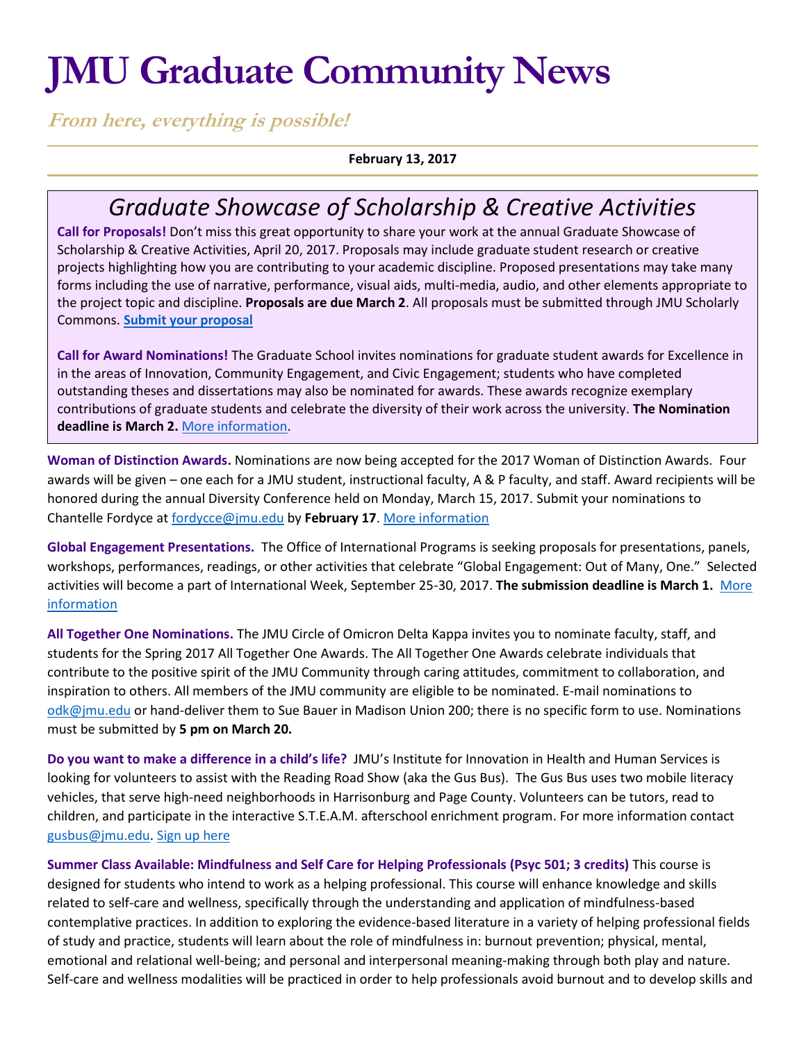# JMU Graduate Community News

***From here, everything is possible!***

**February 13, 2017**

## *Graduate Showcase of Scholarship & Creative Activities*

**Call for Proposals!** Don't miss this great opportunity to share your work at the annual Graduate Showcase of Scholarship & Creative Activities, April 20, 2017. Proposals may include graduate student research or creative projects highlighting how you are contributing to your academic discipline. Proposed presentations may take many forms including the use of narrative, performance, visual aids, multi-media, audio, and other elements appropriate to the project topic and discipline. **Proposals are due March 2**. All proposals must be submitted through JMU Scholarly Commons. **Submit your proposal**

**Call for Award Nominations!** The Graduate School invites nominations for graduate student awards for Excellence in in the areas of Innovation, Community Engagement, and Civic Engagement; students who have completed outstanding theses and dissertations may also be nominated for awards. These awards recognize exemplary contributions of graduate students and celebrate the diversity of their work across the university. **The Nomination deadline is March 2.** More information.

**Woman of Distinction Awards.** Nominations are now being accepted for the 2017 Woman of Distinction Awards. Four awards will be given – one each for a JMU student, instructional faculty, A & P faculty, and staff. Award recipients will be honored during the annual Diversity Conference held on Monday, March 15, 2017. Submit your nominations to Chantelle Fordyce at fordycce@jmu.edu by **February 17**. More information

**Global Engagement Presentations.** The Office of International Programs is seeking proposals for presentations, panels, workshops, performances, readings, or other activities that celebrate "Global Engagement: Out of Many, One." Selected activities will become a part of International Week, September 25-30, 2017. **The submission deadline is March 1.** More information

**All Together One Nominations.** The JMU Circle of Omicron Delta Kappa invites you to nominate faculty, staff, and students for the Spring 2017 All Together One Awards. The All Together One Awards celebrate individuals that contribute to the positive spirit of the JMU Community through caring attitudes, commitment to collaboration, and inspiration to others. All members of the JMU community are eligible to be nominated. E-mail nominations to odk@jmu.edu or hand-deliver them to Sue Bauer in Madison Union 200; there is no specific form to use. Nominations must be submitted by **5 pm on March 20.**

**Do you want to make a difference in a child's life?** JMU's Institute for Innovation in Health and Human Services is looking for volunteers to assist with the Reading Road Show (aka the Gus Bus). The Gus Bus uses two mobile literacy vehicles, that serve high-need neighborhoods in Harrisonburg and Page County. Volunteers can be tutors, read to children, and participate in the interactive S.T.E.A.M. afterschool enrichment program. For more information contact gusbus@jmu.edu. Sign up here

**Summer Class Available: Mindfulness and Self Care for Helping Professionals (Psyc 501; 3 credits)** This course is designed for students who intend to work as a helping professional. This course will enhance knowledge and skills related to self-care and wellness, specifically through the understanding and application of mindfulness-based contemplative practices. In addition to exploring the evidence-based literature in a variety of helping professional fields of study and practice, students will learn about the role of mindfulness in: burnout prevention; physical, mental, emotional and relational well-being; and personal and interpersonal meaning-making through both play and nature. Self-care and wellness modalities will be practiced in order to help professionals avoid burnout and to develop skills and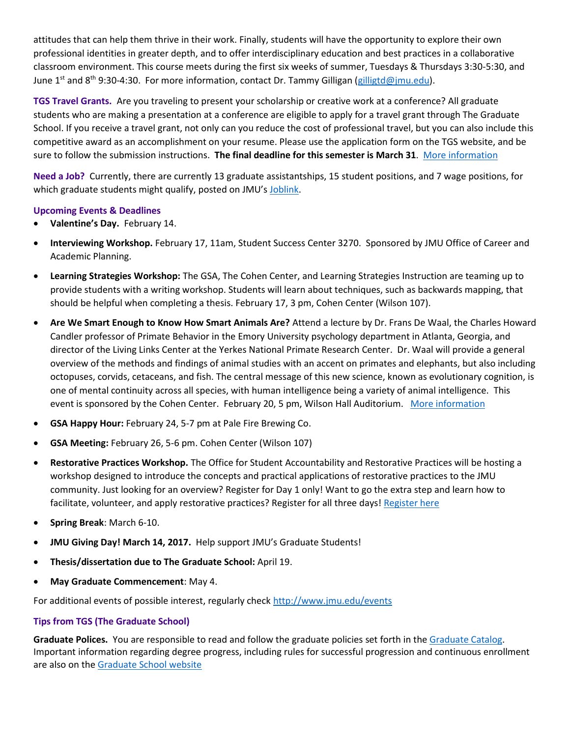attitudes that can help them thrive in their work. Finally, students will have the opportunity to explore their own professional identities in greater depth, and to offer interdisciplinary education and best practices in a collaborative classroom environment. This course meets during the first six weeks of summer, Tuesdays & Thursdays 3:30-5:30, and June 1st and 8th 9:30-4:30. For more information, contact Dr. Tammy Gilligan (gilligtd@jmu.edu).

**TGS Travel Grants.** Are you traveling to present your scholarship or creative work at a conference? All graduate students who are making a presentation at a conference are eligible to apply for a travel grant through The Graduate School. If you receive a travel grant, not only can you reduce the cost of professional travel, but you can also include this competitive award as an accomplishment on your resume. Please use the application form on the TGS website, and be sure to follow the submission instructions. **The final deadline for this semester is March 31**. More information

**Need a Job?** Currently, there are currently 13 graduate assistantships, 15 student positions, and 7 wage positions, for which graduate students might qualify, posted on JMU's Joblink.

**Upcoming Events & Deadlines**

- **Valentine's Day.** February 14.
- **Interviewing Workshop.** February 17, 11am, Student Success Center 3270. Sponsored by JMU Office of Career and Academic Planning.
- **Learning Strategies Workshop:** The GSA, The Cohen Center, and Learning Strategies Instruction are teaming up to provide students with a writing workshop. Students will learn about techniques, such as backwards mapping, that should be helpful when completing a thesis. February 17, 3 pm, Cohen Center (Wilson 107).
- **Are We Smart Enough to Know How Smart Animals Are?** Attend a lecture by Dr. Frans De Waal, the Charles Howard Candler professor of Primate Behavior in the Emory University psychology department in Atlanta, Georgia, and director of the Living Links Center at the Yerkes National Primate Research Center. Dr. Waal will provide a general overview of the methods and findings of animal studies with an accent on primates and elephants, but also including octopuses, corvids, cetaceans, and fish. The central message of this new science, known as evolutionary cognition, is one of mental continuity across all species, with human intelligence being a variety of animal intelligence. This event is sponsored by the Cohen Center. February 20, 5 pm, Wilson Hall Auditorium. More information
- **GSA Happy Hour:** February 24, 5-7 pm at Pale Fire Brewing Co.
- **GSA Meeting:** February 26, 5-6 pm. Cohen Center (Wilson 107)
- **Restorative Practices Workshop.** The Office for Student Accountability and Restorative Practices will be hosting a workshop designed to introduce the concepts and practical applications of restorative practices to the JMU community. Just looking for an overview? Register for Day 1 only! Want to go the extra step and learn how to facilitate, volunteer, and apply restorative practices? Register for all three days! Register here
- **Spring Break**: March 6-10.
- **JMU Giving Day! March 14, 2017.** Help support JMU's Graduate Students!
- **Thesis/dissertation due to The Graduate School:** April 19.
- **May Graduate Commencement**: May 4.

For additional events of possible interest, regularly check http://www.jmu.edu/events

**Tips from TGS (The Graduate School)**

**Graduate Polices.** You are responsible to read and follow the graduate policies set forth in the Graduate Catalog. Important information regarding degree progress, including rules for successful progression and continuous enrollment are also on the Graduate School website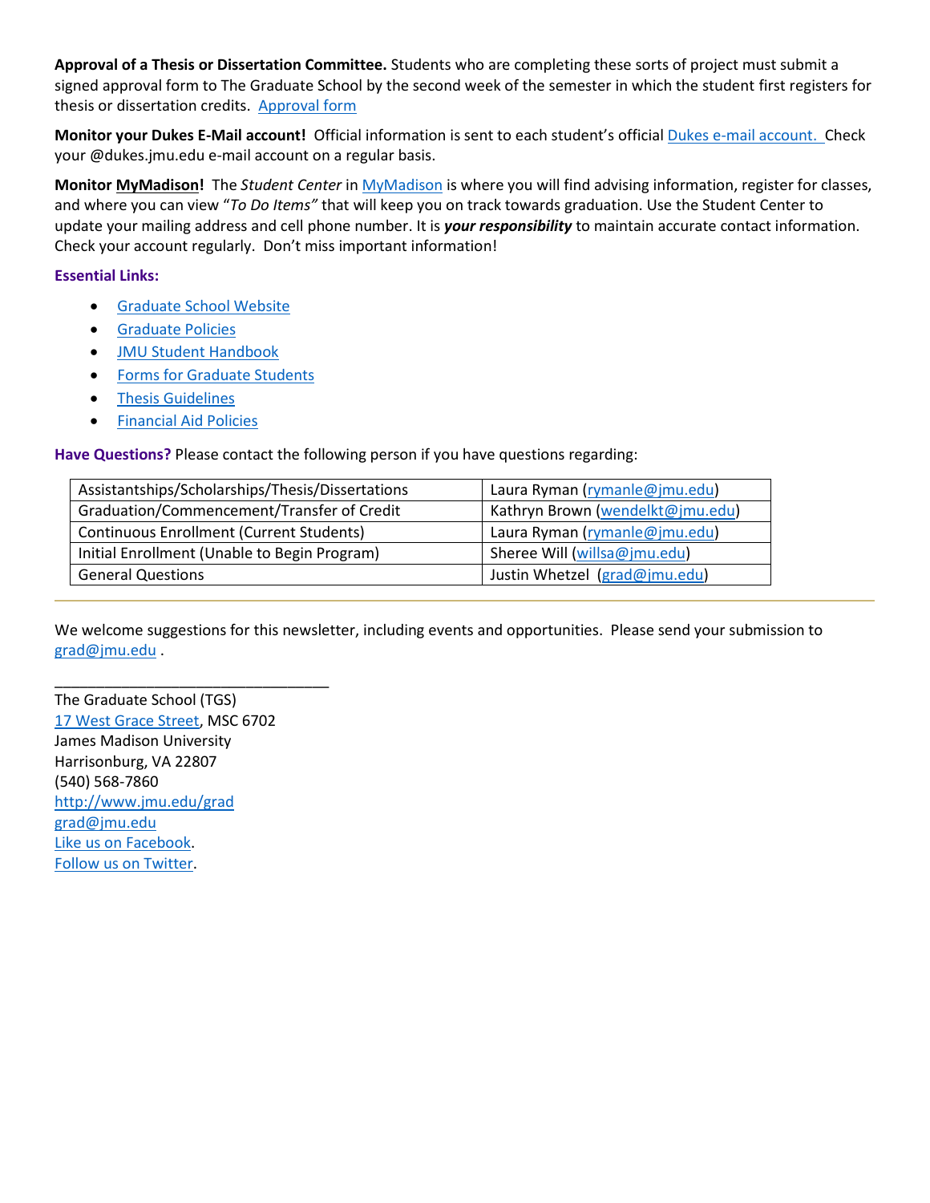**Approval of a Thesis or Dissertation Committee.** Students who are completing these sorts of project must submit a signed approval form to The Graduate School by the second week of the semester in which the student first registers for thesis or dissertation credits. Approval form

**Monitor your Dukes E-Mail account!** Official information is sent to each student's official Dukes e-mail account. Check your @dukes.jmu.edu e-mail account on a regular basis.

**Monitor MyMadison!** The *Student Center* in MyMadison is where you will find advising information, register for classes, and where you can view "*To Do Items"* that will keep you on track towards graduation. Use the Student Center to update your mailing address and cell phone number. It is ***your responsibility*** to maintain accurate contact information. Check your account regularly. Don't miss important information!

**Essential Links:**

- Graduate School Website
- Graduate Policies
- JMU Student Handbook
- Forms for Graduate Students
- Thesis Guidelines
- Financial Aid Policies

**Have Questions?** Please contact the following person if you have questions regarding:

| | |
|---|---|
| Assistantships/Scholarships/Thesis/Dissertations | Laura Ryman (rymanle@jmu.edu) |
| Graduation/Commencement/Transfer of Credit | Kathryn Brown (wendelkt@jmu.edu) |
| Continuous Enrollment (Current Students) | Laura Ryman (rymanle@jmu.edu) |
| Initial Enrollment (Unable to Begin Program) | Sheree Will (willsa@jmu.edu) |
| General Questions | Justin Whetzel (grad@jmu.edu) |

---

We welcome suggestions for this newsletter, including events and opportunities. Please send your submission to grad@jmu.edu .

________________________________

The Graduate School (TGS)
17 West Grace Street, MSC 6702
James Madison University
Harrisonburg, VA 22807
(540) 568-7860
http://www.jmu.edu/grad
grad@jmu.edu
Like us on Facebook.
Follow us on Twitter.